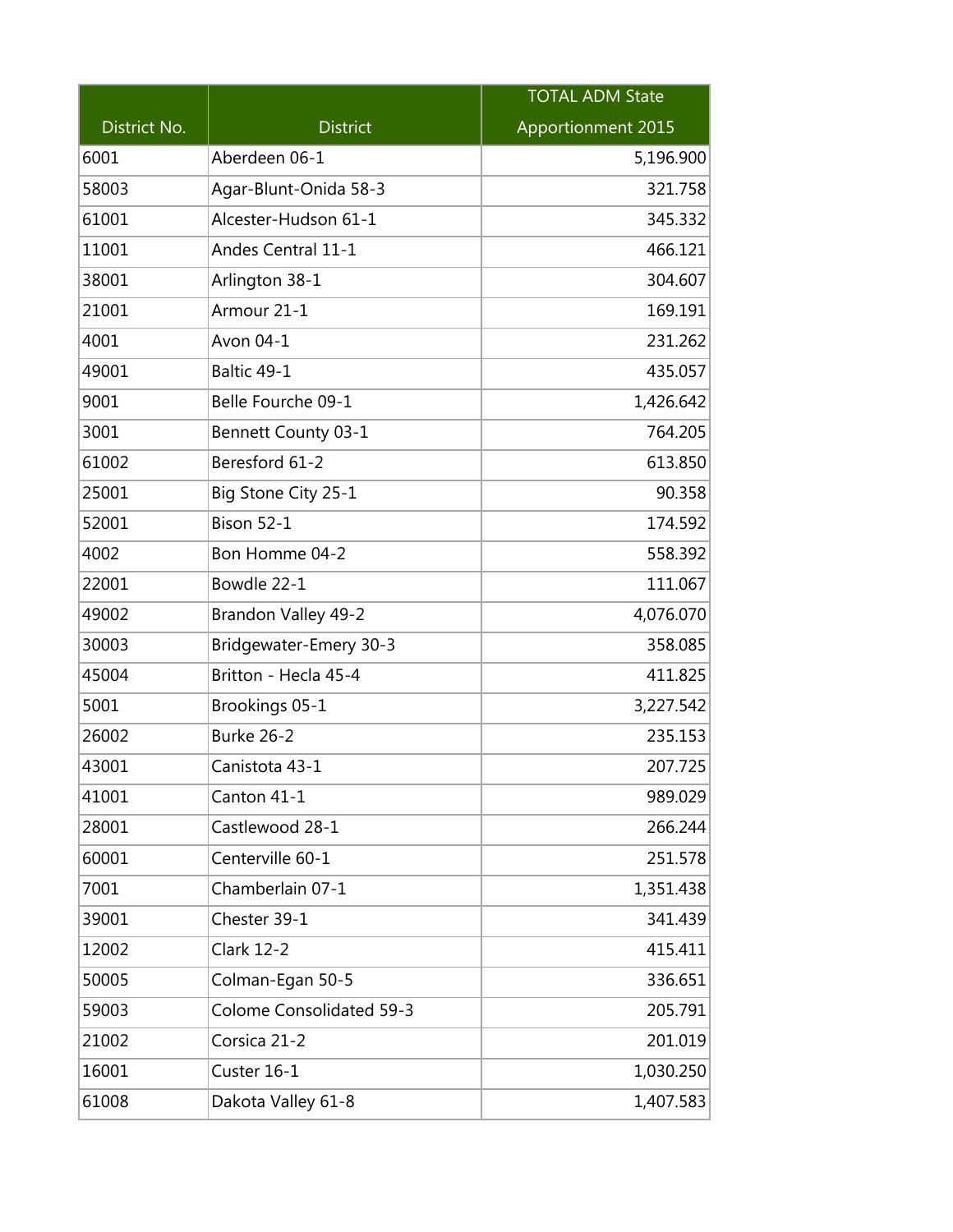| District No. | District | TOTAL ADM State Apportionment 2015 |
|---|---|---|
| 6001 | Aberdeen 06-1 | 5,196.900 |
| 58003 | Agar-Blunt-Onida 58-3 | 321.758 |
| 61001 | Alcester-Hudson 61-1 | 345.332 |
| 11001 | Andes Central 11-1 | 466.121 |
| 38001 | Arlington 38-1 | 304.607 |
| 21001 | Armour 21-1 | 169.191 |
| 4001 | Avon 04-1 | 231.262 |
| 49001 | Baltic 49-1 | 435.057 |
| 9001 | Belle Fourche 09-1 | 1,426.642 |
| 3001 | Bennett County 03-1 | 764.205 |
| 61002 | Beresford 61-2 | 613.850 |
| 25001 | Big Stone City 25-1 | 90.358 |
| 52001 | Bison 52-1 | 174.592 |
| 4002 | Bon Homme 04-2 | 558.392 |
| 22001 | Bowdle 22-1 | 111.067 |
| 49002 | Brandon Valley 49-2 | 4,076.070 |
| 30003 | Bridgewater-Emery 30-3 | 358.085 |
| 45004 | Britton - Hecla 45-4 | 411.825 |
| 5001 | Brookings 05-1 | 3,227.542 |
| 26002 | Burke 26-2 | 235.153 |
| 43001 | Canistota 43-1 | 207.725 |
| 41001 | Canton 41-1 | 989.029 |
| 28001 | Castlewood 28-1 | 266.244 |
| 60001 | Centerville 60-1 | 251.578 |
| 7001 | Chamberlain 07-1 | 1,351.438 |
| 39001 | Chester 39-1 | 341.439 |
| 12002 | Clark 12-2 | 415.411 |
| 50005 | Colman-Egan 50-5 | 336.651 |
| 59003 | Colome Consolidated 59-3 | 205.791 |
| 21002 | Corsica 21-2 | 201.019 |
| 16001 | Custer 16-1 | 1,030.250 |
| 61008 | Dakota Valley 61-8 | 1,407.583 |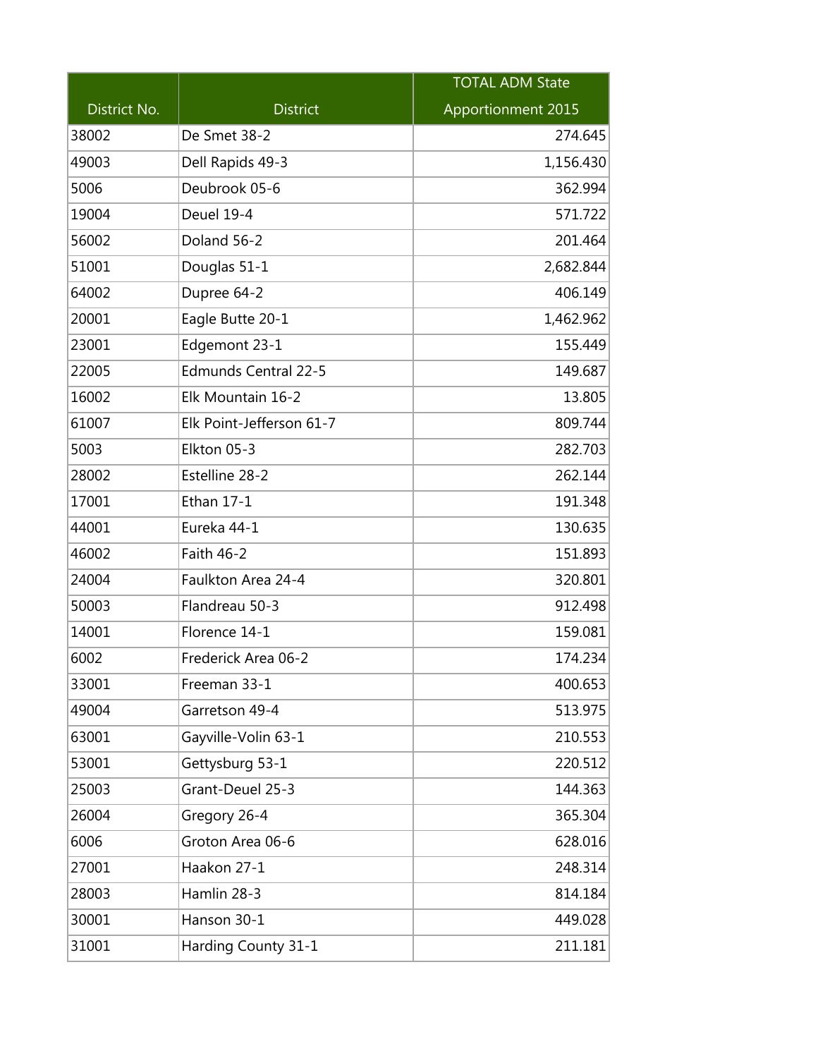| District No. | District | TOTAL ADM State Apportionment 2015 |
|---|---|---|
| 38002 | De Smet 38-2 | 274.645 |
| 49003 | Dell Rapids 49-3 | 1,156.430 |
| 5006 | Deubrook 05-6 | 362.994 |
| 19004 | Deuel 19-4 | 571.722 |
| 56002 | Doland 56-2 | 201.464 |
| 51001 | Douglas 51-1 | 2,682.844 |
| 64002 | Dupree 64-2 | 406.149 |
| 20001 | Eagle Butte 20-1 | 1,462.962 |
| 23001 | Edgemont 23-1 | 155.449 |
| 22005 | Edmunds Central 22-5 | 149.687 |
| 16002 | Elk Mountain 16-2 | 13.805 |
| 61007 | Elk Point-Jefferson 61-7 | 809.744 |
| 5003 | Elkton 05-3 | 282.703 |
| 28002 | Estelline 28-2 | 262.144 |
| 17001 | Ethan 17-1 | 191.348 |
| 44001 | Eureka 44-1 | 130.635 |
| 46002 | Faith 46-2 | 151.893 |
| 24004 | Faulkton Area 24-4 | 320.801 |
| 50003 | Flandreau 50-3 | 912.498 |
| 14001 | Florence 14-1 | 159.081 |
| 6002 | Frederick Area 06-2 | 174.234 |
| 33001 | Freeman 33-1 | 400.653 |
| 49004 | Garretson 49-4 | 513.975 |
| 63001 | Gayville-Volin 63-1 | 210.553 |
| 53001 | Gettysburg 53-1 | 220.512 |
| 25003 | Grant-Deuel 25-3 | 144.363 |
| 26004 | Gregory 26-4 | 365.304 |
| 6006 | Groton Area 06-6 | 628.016 |
| 27001 | Haakon 27-1 | 248.314 |
| 28003 | Hamlin 28-3 | 814.184 |
| 30001 | Hanson 30-1 | 449.028 |
| 31001 | Harding County 31-1 | 211.181 |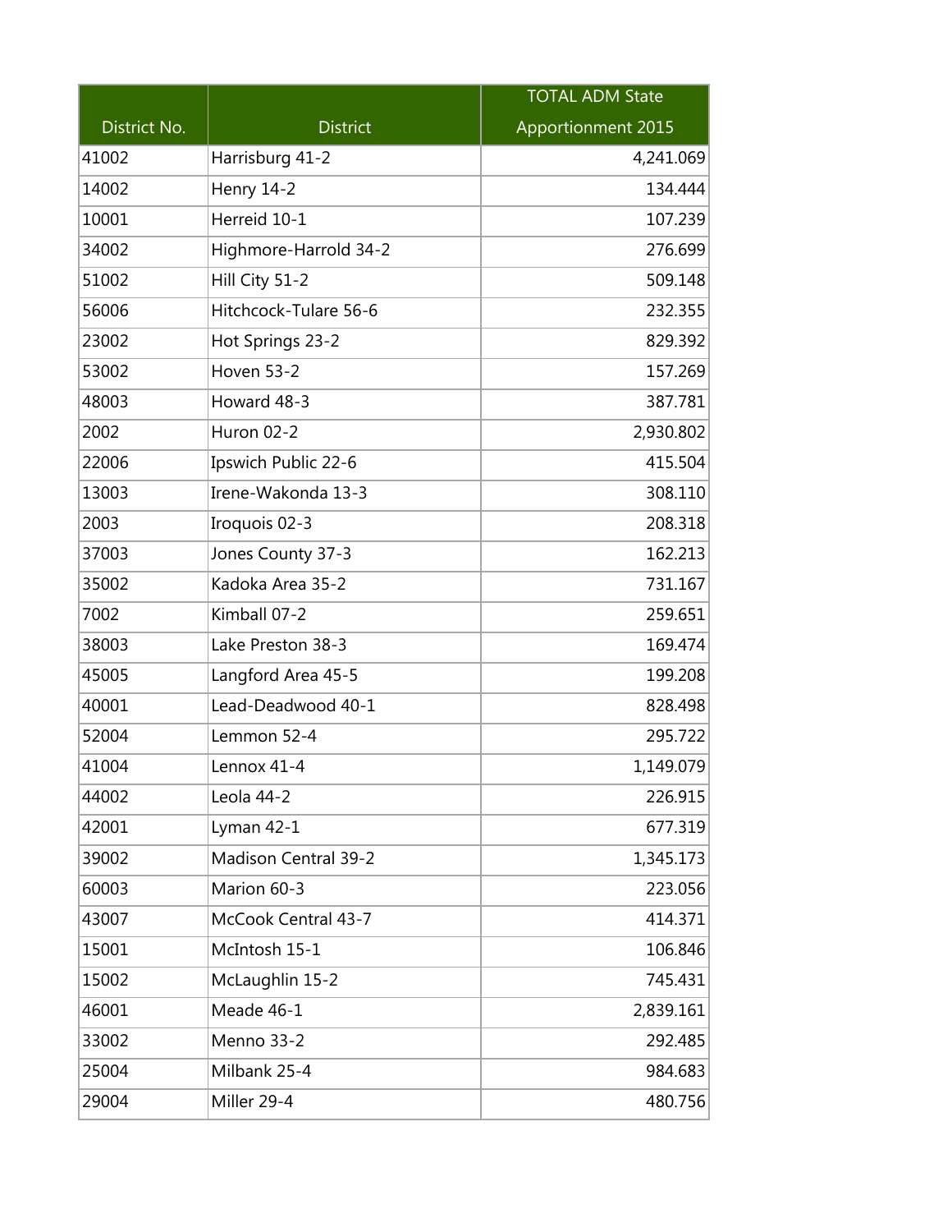| District No. | District | TOTAL ADM State Apportionment 2015 |
|---|---|---|
| 41002 | Harrisburg 41-2 | 4,241.069 |
| 14002 | Henry 14-2 | 134.444 |
| 10001 | Herreid 10-1 | 107.239 |
| 34002 | Highmore-Harrold 34-2 | 276.699 |
| 51002 | Hill City 51-2 | 509.148 |
| 56006 | Hitchcock-Tulare 56-6 | 232.355 |
| 23002 | Hot Springs 23-2 | 829.392 |
| 53002 | Hoven 53-2 | 157.269 |
| 48003 | Howard 48-3 | 387.781 |
| 2002 | Huron 02-2 | 2,930.802 |
| 22006 | Ipswich Public 22-6 | 415.504 |
| 13003 | Irene-Wakonda 13-3 | 308.110 |
| 2003 | Iroquois 02-3 | 208.318 |
| 37003 | Jones County 37-3 | 162.213 |
| 35002 | Kadoka Area 35-2 | 731.167 |
| 7002 | Kimball 07-2 | 259.651 |
| 38003 | Lake Preston 38-3 | 169.474 |
| 45005 | Langford Area 45-5 | 199.208 |
| 40001 | Lead-Deadwood 40-1 | 828.498 |
| 52004 | Lemmon 52-4 | 295.722 |
| 41004 | Lennox 41-4 | 1,149.079 |
| 44002 | Leola 44-2 | 226.915 |
| 42001 | Lyman 42-1 | 677.319 |
| 39002 | Madison Central 39-2 | 1,345.173 |
| 60003 | Marion 60-3 | 223.056 |
| 43007 | McCook Central 43-7 | 414.371 |
| 15001 | McIntosh 15-1 | 106.846 |
| 15002 | McLaughlin 15-2 | 745.431 |
| 46001 | Meade 46-1 | 2,839.161 |
| 33002 | Menno 33-2 | 292.485 |
| 25004 | Milbank 25-4 | 984.683 |
| 29004 | Miller 29-4 | 480.756 |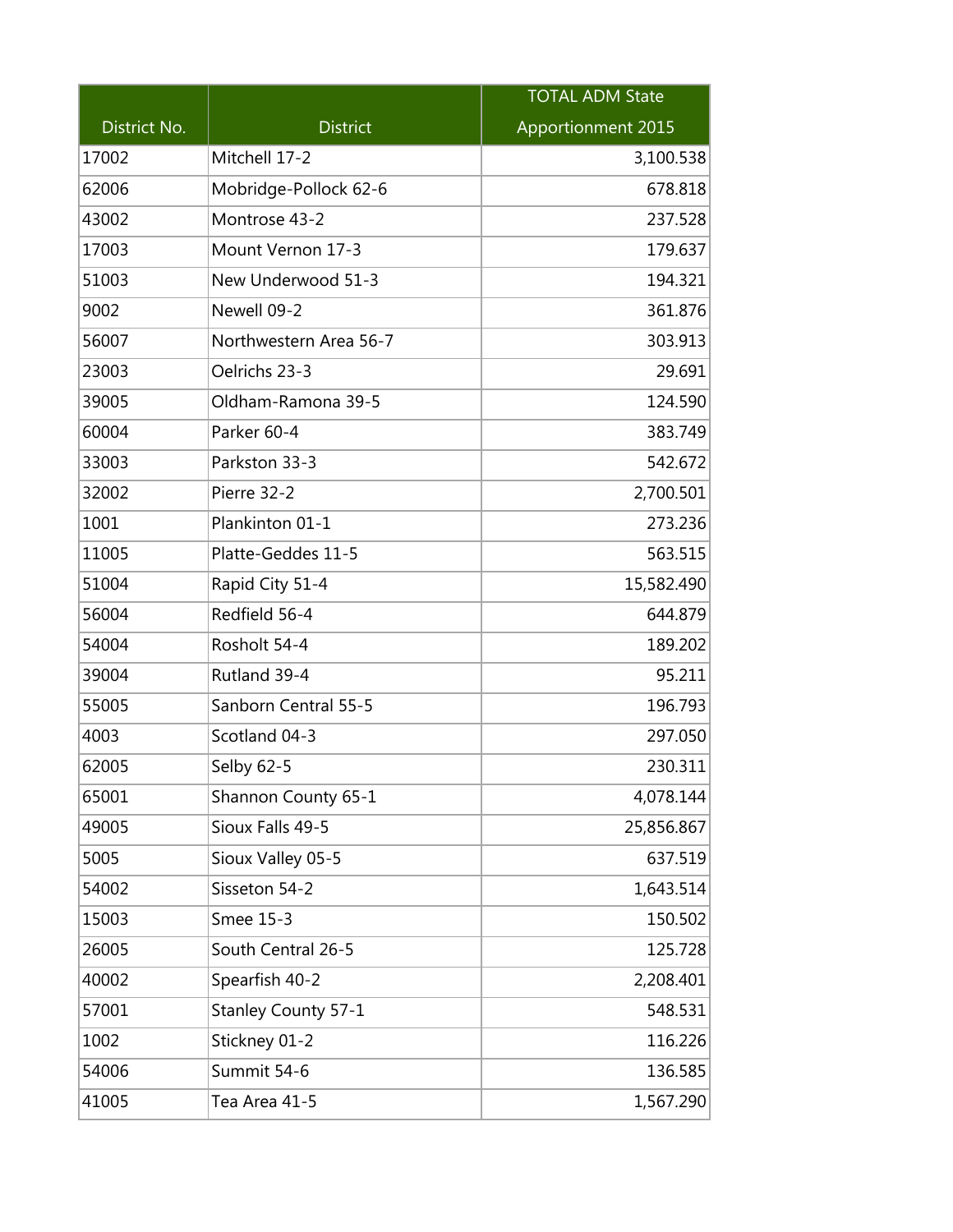| District No. | District | TOTAL ADM State Apportionment 2015 |
|---|---|---|
| 17002 | Mitchell 17-2 | 3,100.538 |
| 62006 | Mobridge-Pollock 62-6 | 678.818 |
| 43002 | Montrose 43-2 | 237.528 |
| 17003 | Mount Vernon 17-3 | 179.637 |
| 51003 | New Underwood 51-3 | 194.321 |
| 9002 | Newell 09-2 | 361.876 |
| 56007 | Northwestern Area 56-7 | 303.913 |
| 23003 | Oelrichs 23-3 | 29.691 |
| 39005 | Oldham-Ramona 39-5 | 124.590 |
| 60004 | Parker 60-4 | 383.749 |
| 33003 | Parkston 33-3 | 542.672 |
| 32002 | Pierre 32-2 | 2,700.501 |
| 1001 | Plankinton 01-1 | 273.236 |
| 11005 | Platte-Geddes 11-5 | 563.515 |
| 51004 | Rapid City 51-4 | 15,582.490 |
| 56004 | Redfield 56-4 | 644.879 |
| 54004 | Rosholt 54-4 | 189.202 |
| 39004 | Rutland 39-4 | 95.211 |
| 55005 | Sanborn Central 55-5 | 196.793 |
| 4003 | Scotland 04-3 | 297.050 |
| 62005 | Selby 62-5 | 230.311 |
| 65001 | Shannon County 65-1 | 4,078.144 |
| 49005 | Sioux Falls 49-5 | 25,856.867 |
| 5005 | Sioux Valley 05-5 | 637.519 |
| 54002 | Sisseton 54-2 | 1,643.514 |
| 15003 | Smee 15-3 | 150.502 |
| 26005 | South Central 26-5 | 125.728 |
| 40002 | Spearfish 40-2 | 2,208.401 |
| 57001 | Stanley County 57-1 | 548.531 |
| 1002 | Stickney 01-2 | 116.226 |
| 54006 | Summit 54-6 | 136.585 |
| 41005 | Tea Area 41-5 | 1,567.290 |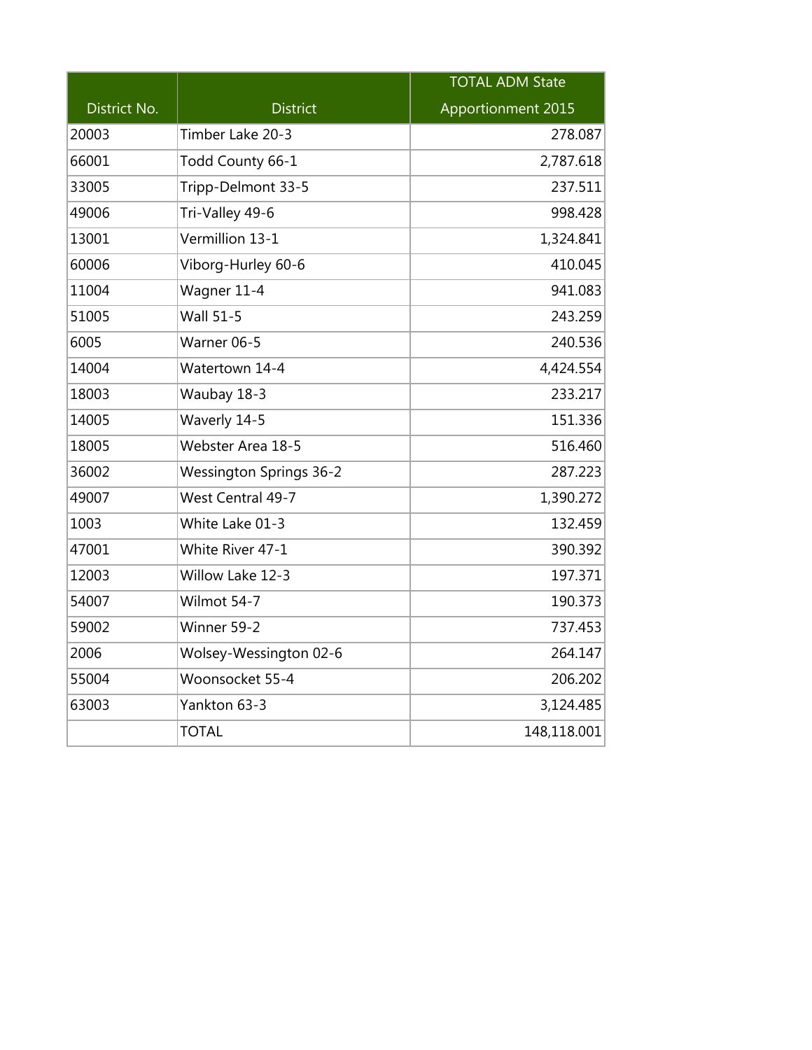| District No. | District | TOTAL ADM State Apportionment 2015 |
|---|---|---|
| 20003 | Timber Lake 20-3 | 278.087 |
| 66001 | Todd County 66-1 | 2,787.618 |
| 33005 | Tripp-Delmont 33-5 | 237.511 |
| 49006 | Tri-Valley 49-6 | 998.428 |
| 13001 | Vermillion 13-1 | 1,324.841 |
| 60006 | Viborg-Hurley 60-6 | 410.045 |
| 11004 | Wagner 11-4 | 941.083 |
| 51005 | Wall 51-5 | 243.259 |
| 6005 | Warner 06-5 | 240.536 |
| 14004 | Watertown 14-4 | 4,424.554 |
| 18003 | Waubay 18-3 | 233.217 |
| 14005 | Waverly 14-5 | 151.336 |
| 18005 | Webster Area 18-5 | 516.460 |
| 36002 | Wessington Springs 36-2 | 287.223 |
| 49007 | West Central 49-7 | 1,390.272 |
| 1003 | White Lake 01-3 | 132.459 |
| 47001 | White River 47-1 | 390.392 |
| 12003 | Willow Lake 12-3 | 197.371 |
| 54007 | Wilmot 54-7 | 190.373 |
| 59002 | Winner 59-2 | 737.453 |
| 2006 | Wolsey-Wessington 02-6 | 264.147 |
| 55004 | Woonsocket 55-4 | 206.202 |
| 63003 | Yankton 63-3 | 3,124.485 |
| | TOTAL | 148,118.001 |